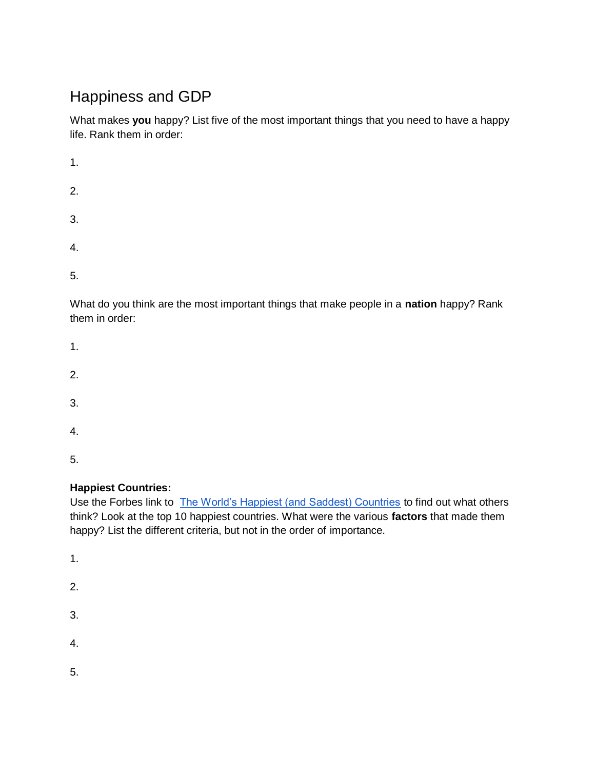# Happiness and GDP

What makes **you** happy? List five of the most important things that you need to have a happy life. Rank them in order:

1.

2.

3.

4.

5.

What do you think are the most important things that make people in a **nation** happy? Rank them in order:

1.

2.

3.

4.

5.

**Happiest Countries:**
Use the Forbes link to [The World's Happiest (and Saddest) Countries]() to find out what others think? Look at the top 10 happiest countries. What were the various **factors** that made them happy? List the different criteria, but not in the order of importance.

1.

2.

3.

4.

5.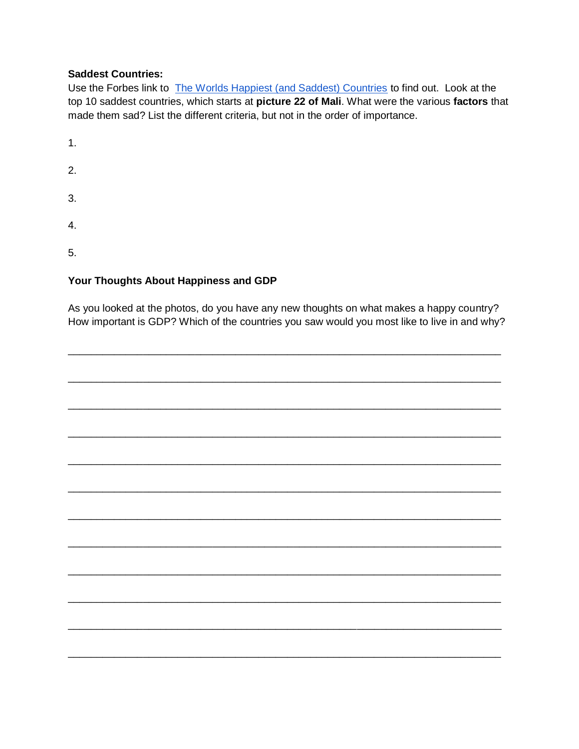**Saddest Countries:**

Use the Forbes link to The Worlds Happiest (and Saddest) Countries to find out. Look at the top 10 saddest countries, which starts at **picture 22 of Mali**. What were the various **factors** that made them sad? List the different criteria, but not in the order of importance.

1.

2.

3.

4.

5.

**Your Thoughts About Happiness and GDP**

As you looked at the photos, do you have any new thoughts on what makes a happy country? How important is GDP? Which of the countries you saw would you most like to live in and why?

\_\_\_\_\_\_\_\_\_\_\_\_\_\_\_\_\_\_\_\_\_\_\_\_\_\_\_\_\_\_\_\_\_\_\_\_\_\_\_\_\_\_\_\_\_\_\_\_\_\_\_\_\_\_\_\_\_\_\_\_\_\_\_\_\_\_\_\_\_\_\_\_

\_\_\_\_\_\_\_\_\_\_\_\_\_\_\_\_\_\_\_\_\_\_\_\_\_\_\_\_\_\_\_\_\_\_\_\_\_\_\_\_\_\_\_\_\_\_\_\_\_\_\_\_\_\_\_\_\_\_\_\_\_\_\_\_\_\_\_\_\_\_\_\_

\_\_\_\_\_\_\_\_\_\_\_\_\_\_\_\_\_\_\_\_\_\_\_\_\_\_\_\_\_\_\_\_\_\_\_\_\_\_\_\_\_\_\_\_\_\_\_\_\_\_\_\_\_\_\_\_\_\_\_\_\_\_\_\_\_\_\_\_\_\_\_\_

\_\_\_\_\_\_\_\_\_\_\_\_\_\_\_\_\_\_\_\_\_\_\_\_\_\_\_\_\_\_\_\_\_\_\_\_\_\_\_\_\_\_\_\_\_\_\_\_\_\_\_\_\_\_\_\_\_\_\_\_\_\_\_\_\_\_\_\_\_\_\_\_

\_\_\_\_\_\_\_\_\_\_\_\_\_\_\_\_\_\_\_\_\_\_\_\_\_\_\_\_\_\_\_\_\_\_\_\_\_\_\_\_\_\_\_\_\_\_\_\_\_\_\_\_\_\_\_\_\_\_\_\_\_\_\_\_\_\_\_\_\_\_\_\_

\_\_\_\_\_\_\_\_\_\_\_\_\_\_\_\_\_\_\_\_\_\_\_\_\_\_\_\_\_\_\_\_\_\_\_\_\_\_\_\_\_\_\_\_\_\_\_\_\_\_\_\_\_\_\_\_\_\_\_\_\_\_\_\_\_\_\_\_\_\_\_\_

\_\_\_\_\_\_\_\_\_\_\_\_\_\_\_\_\_\_\_\_\_\_\_\_\_\_\_\_\_\_\_\_\_\_\_\_\_\_\_\_\_\_\_\_\_\_\_\_\_\_\_\_\_\_\_\_\_\_\_\_\_\_\_\_\_\_\_\_\_\_\_\_

\_\_\_\_\_\_\_\_\_\_\_\_\_\_\_\_\_\_\_\_\_\_\_\_\_\_\_\_\_\_\_\_\_\_\_\_\_\_\_\_\_\_\_\_\_\_\_\_\_\_\_\_\_\_\_\_\_\_\_\_\_\_\_\_\_\_\_\_\_\_\_\_

\_\_\_\_\_\_\_\_\_\_\_\_\_\_\_\_\_\_\_\_\_\_\_\_\_\_\_\_\_\_\_\_\_\_\_\_\_\_\_\_\_\_\_\_\_\_\_\_\_\_\_\_\_\_\_\_\_\_\_\_\_\_\_\_\_\_\_\_\_\_\_\_

\_\_\_\_\_\_\_\_\_\_\_\_\_\_\_\_\_\_\_\_\_\_\_\_\_\_\_\_\_\_\_\_\_\_\_\_\_\_\_\_\_\_\_\_\_\_\_\_\_\_\_\_\_\_\_\_\_\_\_\_\_\_\_\_\_\_\_\_\_\_\_\_

\_\_\_\_\_\_\_\_\_\_\_\_\_\_\_\_\_\_\_\_\_\_\_\_\_\_\_\_\_\_\_\_\_\_\_\_\_\_\_\_\_\_\_\_\_\_\_\_\_\_\_\_\_\_\_\_\_\_\_\_\_\_\_\_\_\_\_\_\_\_\_\_

\_\_\_\_\_\_\_\_\_\_\_\_\_\_\_\_\_\_\_\_\_\_\_\_\_\_\_\_\_\_\_\_\_\_\_\_\_\_\_\_\_\_\_\_\_\_\_\_\_\_\_\_\_\_\_\_\_\_\_\_\_\_\_\_\_\_\_\_\_\_\_\_